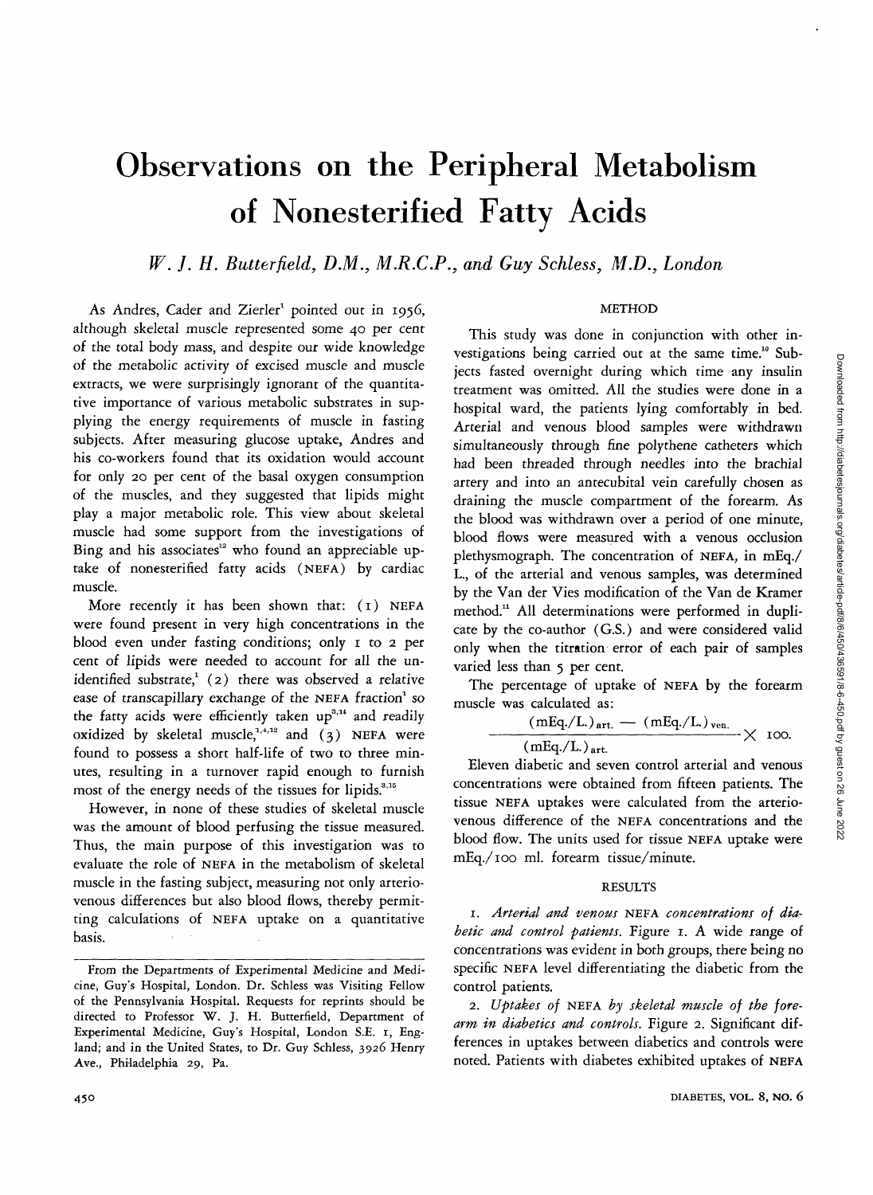# Observations on the Peripheral Metabolism of Nonesterified Fatty Acids

*W. J. H. Butterfield, D.M., M.R.C.P., and Guy Schless, M.D., London*

As Andres, Cader and Zierler[1] pointed out in 1956, although skeletal muscle represented some 40 per cent of the total body mass, and despite our wide knowledge of the metabolic activity of excised muscle and muscle extracts, we were surprisingly ignorant of the quantitative importance of various metabolic substrates in supplying the energy requirements of muscle in fasting subjects. After measuring glucose uptake, Andres and his co-workers found that its oxidation would account for only 20 per cent of the basal oxygen consumption of the muscles, and they suggested that lipids might play a major metabolic role. This view about skeletal muscle had some support from the investigations of Bing and his associates[12] who found an appreciable uptake of nonesterified fatty acids (NEFA) by cardiac muscle.

More recently it has been shown that: (1) NEFA were found present in very high concentrations in the blood even under fasting conditions; only 1 to 2 per cent of lipids were needed to account for all the unidentified substrate,[1] (2) there was observed a relative ease of transcapillary exchange of the NEFA fraction[1] so the fatty acids were efficiently taken up[3,14] and readily oxidized by skeletal muscle,[1,4,12] and (3) NEFA were found to possess a short half-life of two to three minutes, resulting in a turnover rapid enough to furnish most of the energy needs of the tissues for lipids.[3,15]

However, in none of these studies of skeletal muscle was the amount of blood perfusing the tissue measured. Thus, the main purpose of this investigation was to evaluate the role of NEFA in the metabolism of skeletal muscle in the fasting subject, measuring not only arteriovenous differences but also blood flows, thereby permitting calculations of NEFA uptake on a quantitative basis.

From the Departments of Experimental Medicine and Medicine, Guy's Hospital, London. Dr. Schless was Visiting Fellow of the Pennsylvania Hospital. Requests for reprints should be directed to Professor W. J. H. Butterfield, Department of Experimental Medicine, Guy's Hospital, London S.E. 1, England; and in the United States, to Dr. Guy Schless, 3926 Henry Ave., Philadelphia 29, Pa.

## METHOD

This study was done in conjunction with other investigations being carried out at the same time.[10] Subjects fasted overnight during which time any insulin treatment was omitted. All the studies were done in a hospital ward, the patients lying comfortably in bed. Arterial and venous blood samples were withdrawn simultaneously through fine polythene catheters which had been threaded through needles into the brachial artery and into an antecubital vein carefully chosen as draining the muscle compartment of the forearm. As the blood was withdrawn over a period of one minute, blood flows were measured with a venous occlusion plethysmograph. The concentration of NEFA, in mEq./L., of the arterial and venous samples, was determined by the Van der Vies modification of the Van de Kramer method.[11] All determinations were performed in duplicate by the co-author (G.S.) and were considered valid only when the titration error of each pair of samples varied less than 5 per cent.

The percentage of uptake of NEFA by the forearm muscle was calculated as:

$$\frac{(\text{mEq./L.})_{\text{art.}} - (\text{mEq./L.})_{\text{ven.}}}{(\text{mEq./L.})_{\text{art.}}} \times 100.$$

Eleven diabetic and seven control arterial and venous concentrations were obtained from fifteen patients. The tissue NEFA uptakes were calculated from the arteriovenous difference of the NEFA concentrations and the blood flow. The units used for tissue NEFA uptake were mEq./100 ml. forearm tissue/minute.

## RESULTS

1. *Arterial and venous* NEFA *concentrations of diabetic and control patients.* Figure 1. A wide range of concentrations was evident in both groups, there being no specific NEFA level differentiating the diabetic from the control patients.

2. *Uptakes of* NEFA *by skeletal muscle of the forearm in diabetics and controls.* Figure 2. Significant differences in uptakes between diabetics and controls were noted. Patients with diabetes exhibited uptakes of NEFA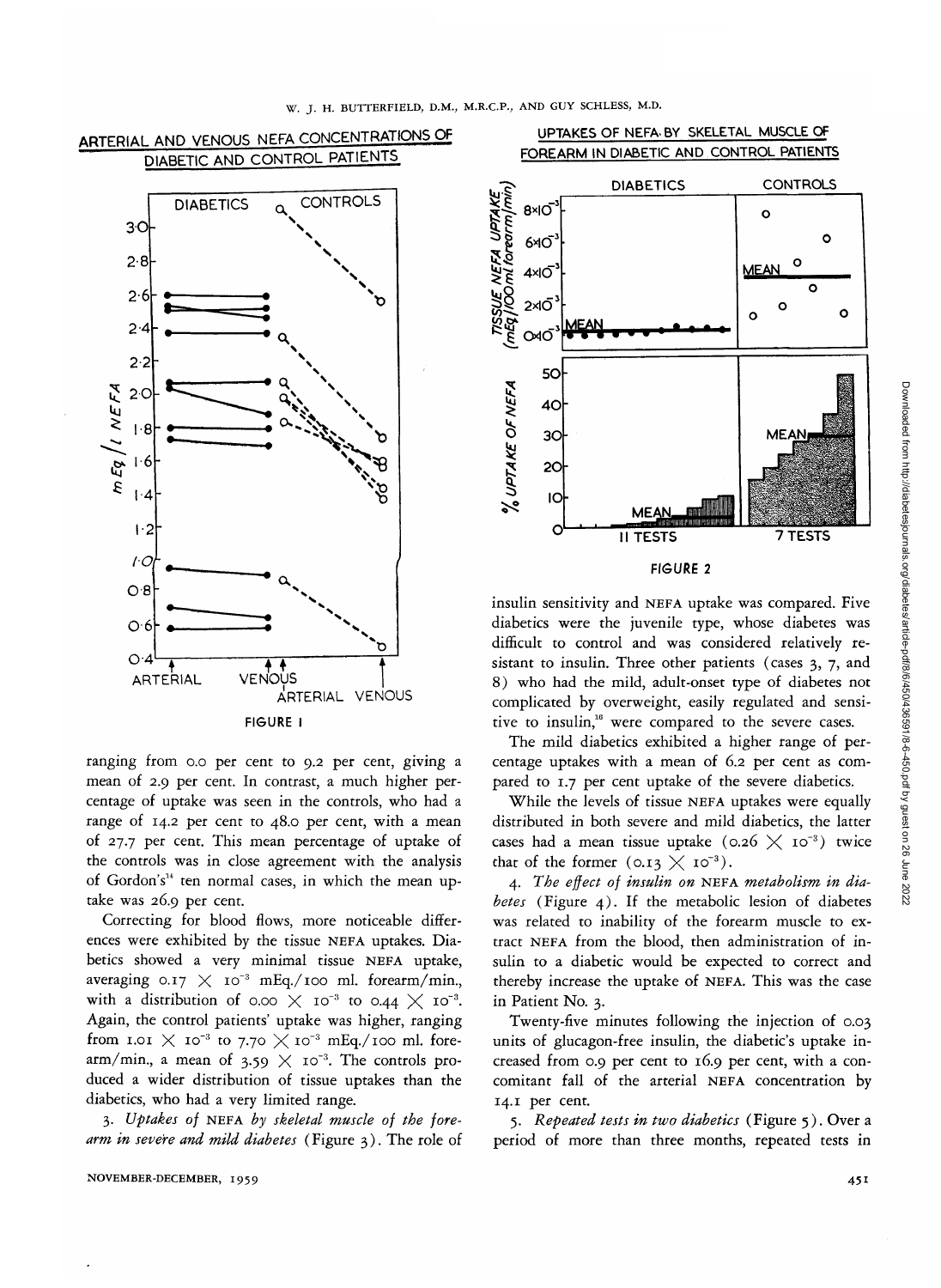ARTERIAL AND VENOUS NEFA CONCENTRATIONS OF DIABETIC AND CONTROL PATIENTS

FIGURE 1

UPTAKES OF NEFA BY SKELETAL MUSCLE OF FOREARM IN DIABETIC AND CONTROL PATIENTS

FIGURE 2

ranging from 0.0 per cent to 9.2 per cent, giving a mean of 2.9 per cent. In contrast, a much higher percentage of uptake was seen in the controls, who had a range of 14.2 per cent to 48.0 per cent, with a mean of 27.7 per cent. This mean percentage of uptake of the controls was in close agreement with the analysis of Gordon's[14] ten normal cases, in which the mean uptake was 26.9 per cent.

Correcting for blood flows, more noticeable differences were exhibited by the tissue NEFA uptakes. Diabetics showed a very minimal tissue NEFA uptake, averaging $0.17 \times 10^{-3}$ mEq./100 ml. forearm/min., with a distribution of $0.00 \times 10^{-3}$ to $0.44 \times 10^{-3}$. Again, the control patients' uptake was higher, ranging from $1.01 \times 10^{-3}$ to $7.70 \times 10^{-3}$ mEq./100 ml. forearm/min., a mean of $3.59 \times 10^{-3}$. The controls produced a wider distribution of tissue uptakes than the diabetics, who had a very limited range.

3. *Uptakes of* NEFA *by skeletal muscle of the forearm in severe and mild diabetes* (Figure 3). The role of insulin sensitivity and NEFA uptake was compared. Five diabetics were the juvenile type, whose diabetes was difficult to control and was considered relatively resistant to insulin. Three other patients (cases 3, 7, and 8) who had the mild, adult-onset type of diabetes not complicated by overweight, easily regulated and sensitive to insulin,[16] were compared to the severe cases.

The mild diabetics exhibited a higher range of percentage uptakes with a mean of 6.2 per cent as compared to 1.7 per cent uptake of the severe diabetics.

While the levels of tissue NEFA uptakes were equally distributed in both severe and mild diabetics, the latter cases had a mean tissue uptake ($0.26 \times 10^{-3}$) twice that of the former ($0.13 \times 10^{-3}$).

4. *The effect of insulin on* NEFA *metabolism in diabetes* (Figure 4). If the metabolic lesion of diabetes was related to inability of the forearm muscle to extract NEFA from the blood, then administration of insulin to a diabetic would be expected to correct and thereby increase the uptake of NEFA. This was the case in Patient No. 3.

Twenty-five minutes following the injection of 0.03 units of glucagon-free insulin, the diabetic's uptake increased from 0.9 per cent to 16.9 per cent, with a concomitant fall of the arterial NEFA concentration by 14.1 per cent.

5. *Repeated tests in two diabetics* (Figure 5). Over a period of more than three months, repeated tests in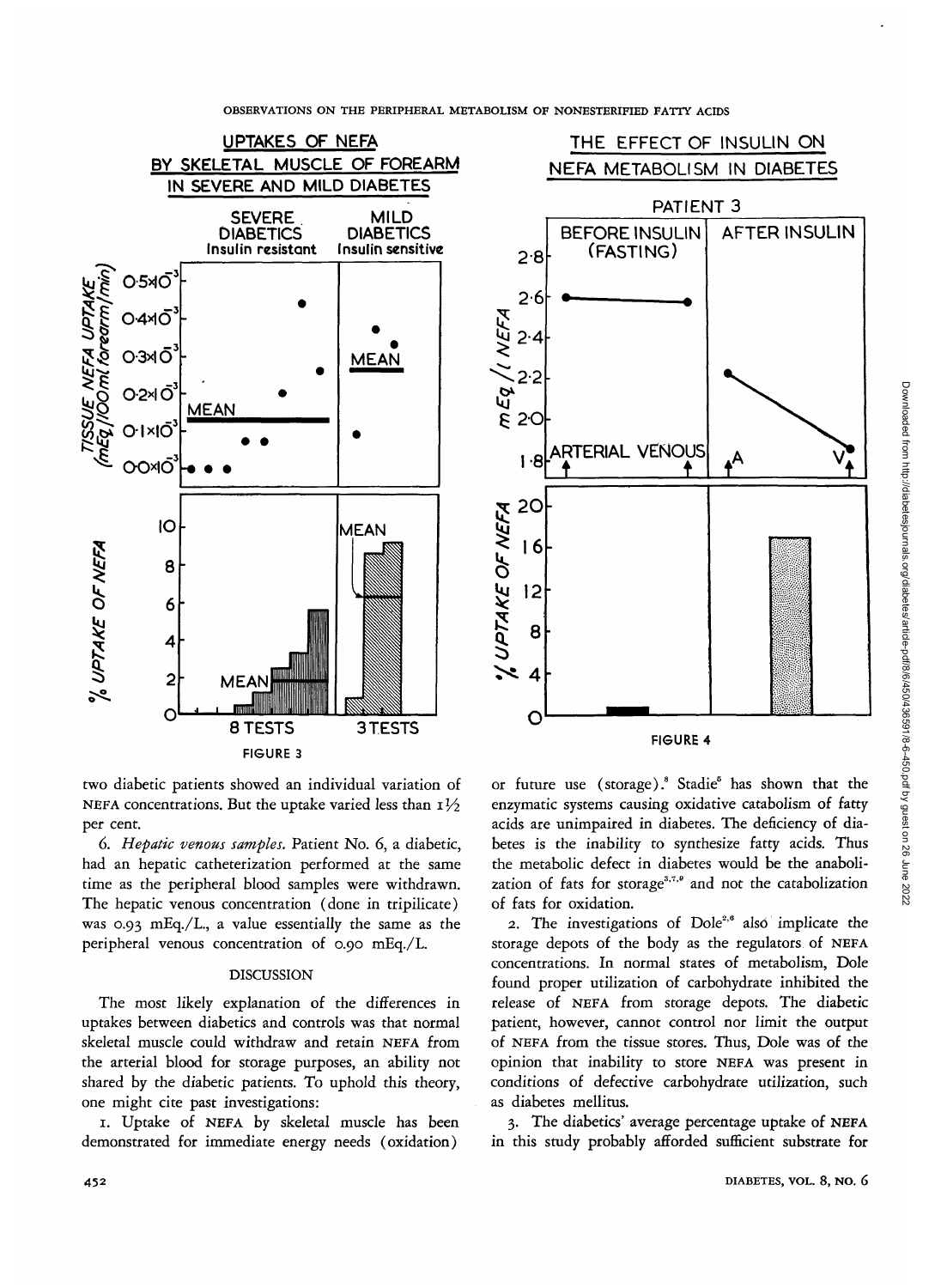FIGURE 3

FIGURE 4

two diabetic patients showed an individual variation of NEFA concentrations. But the uptake varied less than 1½ per cent.

6. *Hepatic venous samples.* Patient No. 6, a diabetic, had an hepatic catheterization performed at the same time as the peripheral blood samples were withdrawn. The hepatic venous concentration (done in triplicate) was 0.93 mEq./L., a value essentially the same as the peripheral venous concentration of 0.90 mEq./L.

## DISCUSSION

The most likely explanation of the differences in uptakes between diabetics and controls was that normal skeletal muscle could withdraw and retain NEFA from the arterial blood for storage purposes, an ability not shared by the diabetic patients. To uphold this theory, one might cite past investigations:

1. Uptake of NEFA by skeletal muscle has been demonstrated for immediate energy needs (oxidation) or future use (storage).[8] Stadie[5] has shown that the enzymatic systems causing oxidative catabolism of fatty acids are unimpaired in diabetes. The deficiency of diabetes is the inability to synthesize fatty acids. Thus the metabolic defect in diabetes would be the anabolization of fats for storage[3,7,9] and not the catabolization of fats for oxidation.

2. The investigations of Dole[2,6] also implicate the storage depots of the body as the regulators of NEFA concentrations. In normal states of metabolism, Dole found proper utilization of carbohydrate inhibited the release of NEFA from storage depots. The diabetic patient, however, cannot control nor limit the output of NEFA from the tissue stores. Thus, Dole was of the opinion that inability to store NEFA was present in conditions of defective carbohydrate utilization, such as diabetes mellitus.

3. The diabetics' average percentage uptake of NEFA in this study probably afforded sufficient substrate for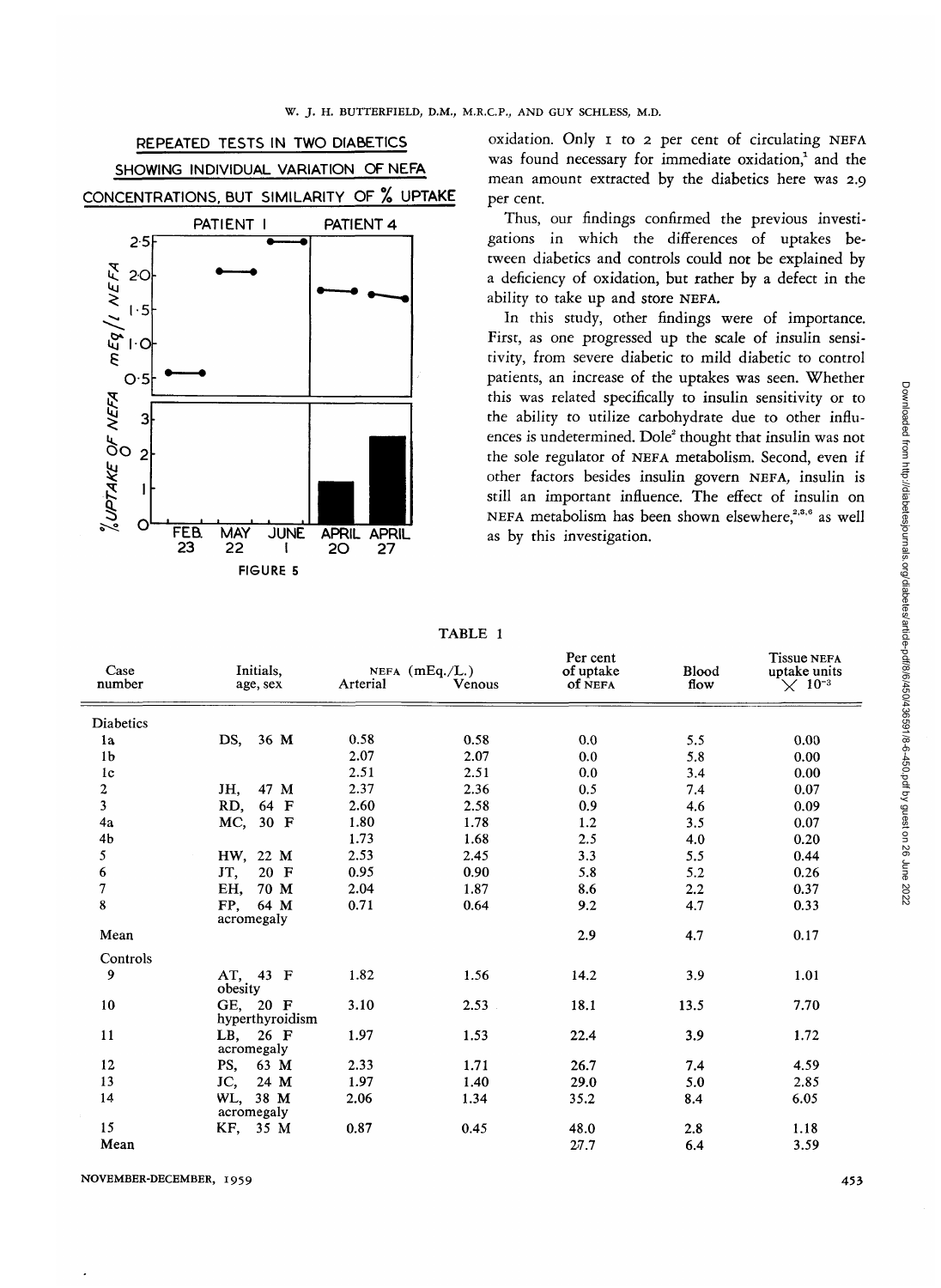REPEATED TESTS IN TWO DIABETICS SHOWING INDIVIDUAL VARIATION OF NEFA CONCENTRATIONS, BUT SIMILARITY OF % UPTAKE

FIGURE 5

oxidation. Only 1 to 2 per cent of circulating NEFA was found necessary for immediate oxidation,[1] and the mean amount extracted by the diabetics here was 2.9 per cent.

Thus, our findings confirmed the previous investigations in which the differences of uptakes between diabetics and controls could not be explained by a deficiency of oxidation, but rather by a defect in the ability to take up and store NEFA.

In this study, other findings were of importance. First, as one progressed up the scale of insulin sensitivity, from severe diabetic to mild diabetic to control patients, an increase of the uptakes was seen. Whether this was related specifically to insulin sensitivity or to the ability to utilize carbohydrate due to other influences is undetermined. Dole[2] thought that insulin was not the sole regulator of NEFA metabolism. Second, even if other factors besides insulin govern NEFA, insulin is still an important influence. The effect of insulin on NEFA metabolism has been shown elsewhere,[2,3,6] as well as by this investigation.

TABLE 1

| Case number | Initials, age, sex | NEFA (mEq./L.) Arterial | Venous | Per cent of uptake of NEFA | Blood flow | Tissue NEFA uptake units $\times 10^{-3}$ |
|---|---|---|---|---|---|---|
| Diabetics | | | | | | |
| 1a | DS, 36 M | 0.58 | 0.58 | 0.0 | 5.5 | 0.00 |
| 1b | | 2.07 | 2.07 | 0.0 | 5.8 | 0.00 |
| 1c | | 2.51 | 2.51 | 0.0 | 3.4 | 0.00 |
| 2 | JH, 47 M | 2.37 | 2.36 | 0.5 | 7.4 | 0.07 |
| 3 | RD, 64 F | 2.60 | 2.58 | 0.9 | 4.6 | 0.09 |
| 4a | MC, 30 F | 1.80 | 1.78 | 1.2 | 3.5 | 0.07 |
| 4b | | 1.73 | 1.68 | 2.5 | 4.0 | 0.20 |
| 5 | HW, 22 M | 2.53 | 2.45 | 3.3 | 5.5 | 0.44 |
| 6 | JT, 20 F | 0.95 | 0.90 | 5.8 | 5.2 | 0.26 |
| 7 | EH, 70 M | 2.04 | 1.87 | 8.6 | 2.2 | 0.37 |
| 8 | FP, 64 M acromegaly | 0.71 | 0.64 | 9.2 | 4.7 | 0.33 |
| Mean | | | | 2.9 | 4.7 | 0.17 |
| Controls | | | | | | |
| 9 | AT, 43 F obesity | 1.82 | 1.56 | 14.2 | 3.9 | 1.01 |
| 10 | GE, 20 F hyperthyroidism | 3.10 | 2.53 | 18.1 | 13.5 | 7.70 |
| 11 | LB, 26 F acromegaly | 1.97 | 1.53 | 22.4 | 3.9 | 1.72 |
| 12 | PS, 63 M | 2.33 | 1.71 | 26.7 | 7.4 | 4.59 |
| 13 | JC, 24 M | 1.97 | 1.40 | 29.0 | 5.0 | 2.85 |
| 14 | WL, 38 M acromegaly | 2.06 | 1.34 | 35.2 | 8.4 | 6.05 |
| 15 | KF, 35 M | 0.87 | 0.45 | 48.0 | 2.8 | 1.18 |
| Mean | | | | 27.7 | 6.4 | 3.59 |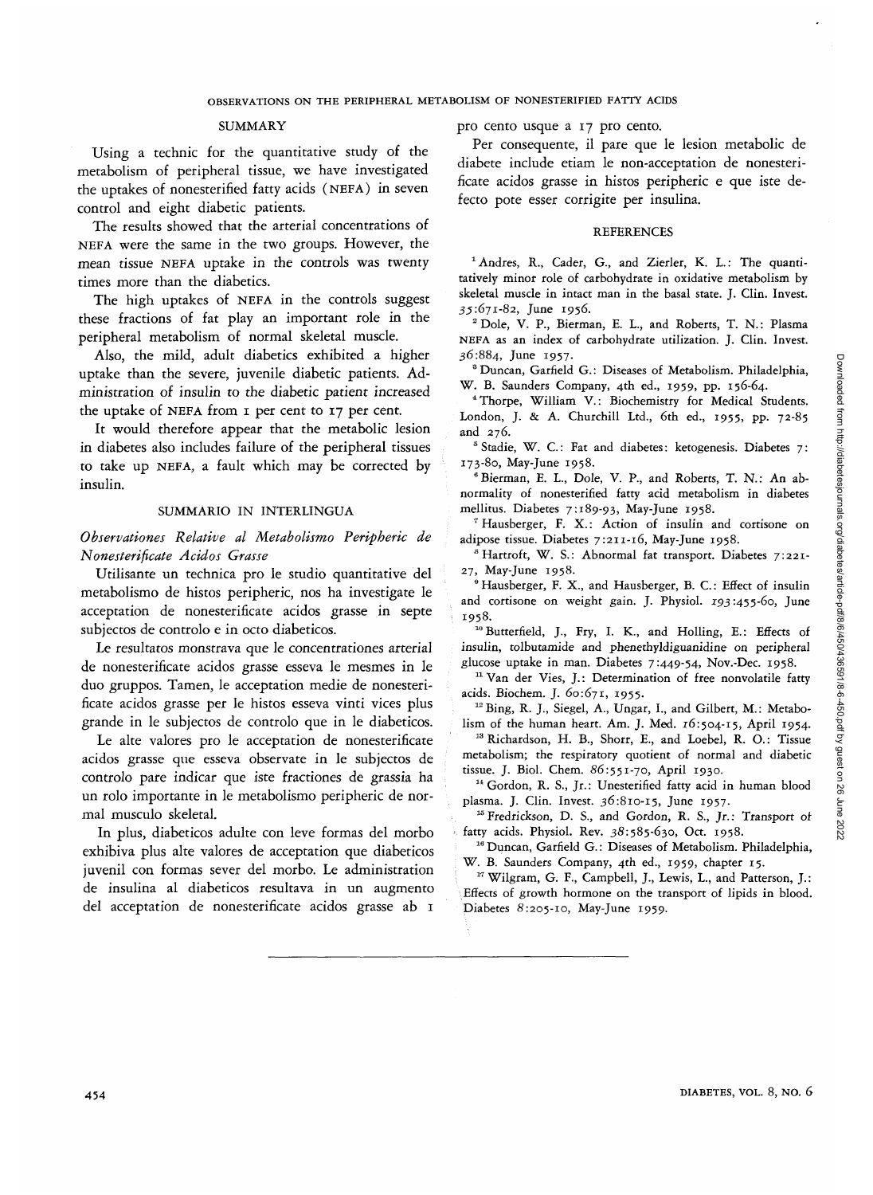## SUMMARY

Using a technic for the quantitative study of the metabolism of peripheral tissue, we have investigated the uptakes of nonesterified fatty acids (NEFA) in seven control and eight diabetic patients.

The results showed that the arterial concentrations of NEFA were the same in the two groups. However, the mean tissue NEFA uptake in the controls was twenty times more than the diabetics.

The high uptakes of NEFA in the controls suggest these fractions of fat play an important role in the peripheral metabolism of normal skeletal muscle.

Also, the mild, adult diabetics exhibited a higher uptake than the severe, juvenile diabetic patients. Administration of insulin to the diabetic patient increased the uptake of NEFA from 1 per cent to 17 per cent.

It would therefore appear that the metabolic lesion in diabetes also includes failure of the peripheral tissues to take up NEFA, a fault which may be corrected by insulin.

## SUMMARIO IN INTERLINGUA

### *Observationes Relative al Metabolismo Peripheric de Nonesterificate Acidos Grasse*

Utilisante un technica pro le studio quantitative del metabolismo de histos peripheric, nos ha investigate le acceptation de nonesterificate acidos grasse in septe subjectos de controlo e in octo diabeticos.

Le resultatos monstrava que le concentrationes arterial de nonesterificate acidos grasse esseva le mesmes in le duo gruppos. Tamen, le acceptation medie de nonesterificate acidos grasse per le histos esseva vinti vices plus grande in le subjectos de controlo que in le diabeticos.

Le alte valores pro le acceptation de nonesterificate acidos grasse que esseva observate in le subjectos de controlo pare indicar que iste fractiones de grassia ha un rolo importante in le metabolismo peripheric de normal musculo skeletal.

In plus, diabeticos adulte con leve formas del morbo exhibiva plus alte valores de acceptation que diabeticos juvenil con formas sever del morbo. Le administration de insulina al diabeticos resultava in un augmento del acceptation de nonesterificate acidos grasse ab 1 pro cento usque a 17 pro cento.

Per consequente, il pare que le lesion metabolic de diabete include etiam le non-acceptation de nonesterificate acidos grasse in histos peripheric e que iste defecto pote esser corrigite per insulina.

## REFERENCES

[1] Andres, R., Cader, G., and Zierler, K. L.: The quantitatively minor role of carbohydrate in oxidative metabolism by skeletal muscle in intact man in the basal state. J. Clin. Invest. *35*:671-82, June 1956.

[2] Dole, V. P., Bierman, E. L., and Roberts, T. N.: Plasma NEFA as an index of carbohydrate utilization. J. Clin. Invest. *36*:884, June 1957.

[3] Duncan, Garfield G.: Diseases of Metabolism. Philadelphia, W. B. Saunders Company, 4th ed., 1959, pp. 156-64.

[4] Thorpe, William V.: Biochemistry for Medical Students. London, J. & A. Churchill Ltd., 6th ed., 1955, pp. 72-85 and 276.

[5] Stadie, W. C.: Fat and diabetes: ketogenesis. Diabetes *7*:173-80, May-June 1958.

[6] Bierman, E. L., Dole, V. P., and Roberts, T. N.: An abnormality of nonesterified fatty acid metabolism in diabetes mellitus. Diabetes *7*:189-93, May-June 1958.

[7] Hausberger, F. X.: Action of insulin and cortisone on adipose tissue. Diabetes *7*:211-16, May-June 1958.

[8] Hartroft, W. S.: Abnormal fat transport. Diabetes *7*:221-27, May-June 1958.

[9] Hausberger, F. X., and Hausberger, B. C.: Effect of insulin and cortisone on weight gain. J. Physiol. *193*:455-60, June 1958.

[10] Butterfield, J., Fry, I. K., and Holling, E.: Effects of insulin, tolbutamide and phenethyldiguanidine on peripheral glucose uptake in man. Diabetes *7*:449-54, Nov.-Dec. 1958.

[11] Van der Vies, J.: Determination of free nonvolatile fatty acids. Biochem. J. *60*:671, 1955.

[12] Bing, R. J., Siegel, A., Ungar, I., and Gilbert, M.: Metabolism of the human heart. Am. J. Med. *16*:504-15, April 1954.

[13] Richardson, H. B., Shorr, E., and Loebel, R. O.: Tissue metabolism; the respiratory quotient of normal and diabetic tissue. J. Biol. Chem. *86*:551-70, April 1930.

[14] Gordon, R. S., Jr.: Unesterified fatty acid in human blood plasma. J. Clin. Invest. *36*:810-15, June 1957.

[15] Fredrickson, D. S., and Gordon, R. S., Jr.: Transport of fatty acids. Physiol. Rev. *38*:585-630, Oct. 1958.

[16] Duncan, Garfield G.: Diseases of Metabolism. Philadelphia, W. B. Saunders Company, 4th ed., 1959, chapter 15.

[17] Wilgram, G. F., Campbell, J., Lewis, L., and Patterson, J.: Effects of growth hormone on the transport of lipids in blood. Diabetes *8*:205-10, May-June 1959.